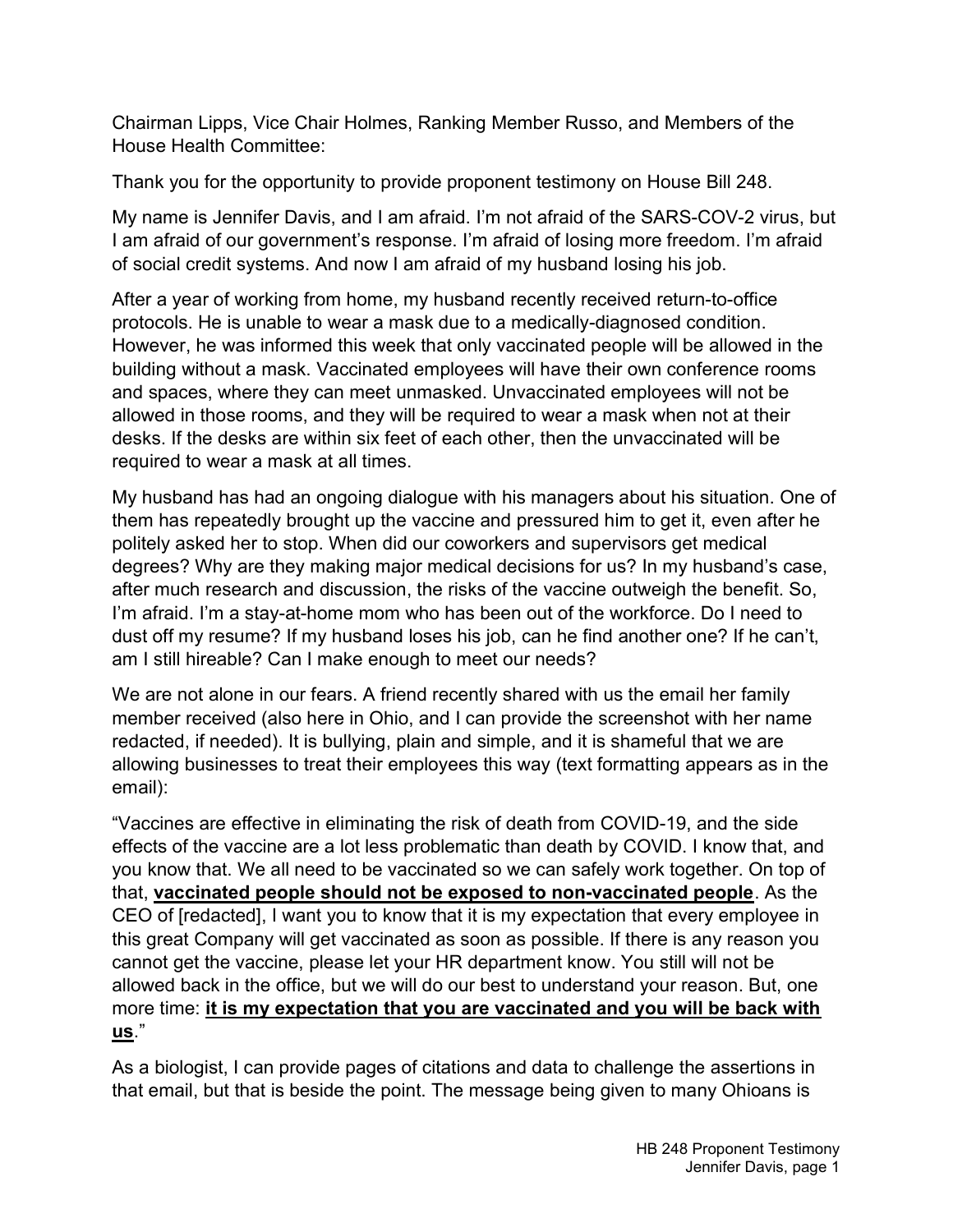Chairman Lipps, Vice Chair Holmes, Ranking Member Russo, and Members of the House Health Committee:

Thank you for the opportunity to provide proponent testimony on House Bill 248.

My name is Jennifer Davis, and I am afraid. I'm not afraid of the SARS-COV-2 virus, but I am afraid of our government's response. I'm afraid of losing more freedom. I'm afraid of social credit systems. And now I am afraid of my husband losing his job.

After a year of working from home, my husband recently received return-to-office protocols. He is unable to wear a mask due to a medically-diagnosed condition. However, he was informed this week that only vaccinated people will be allowed in the building without a mask. Vaccinated employees will have their own conference rooms and spaces, where they can meet unmasked. Unvaccinated employees will not be allowed in those rooms, and they will be required to wear a mask when not at their desks. If the desks are within six feet of each other, then the unvaccinated will be required to wear a mask at all times.

My husband has had an ongoing dialogue with his managers about his situation. One of them has repeatedly brought up the vaccine and pressured him to get it, even after he politely asked her to stop. When did our coworkers and supervisors get medical degrees? Why are they making major medical decisions for us? In my husband's case, after much research and discussion, the risks of the vaccine outweigh the benefit. So, I'm afraid. I'm a stay-at-home mom who has been out of the workforce. Do I need to dust off my resume? If my husband loses his job, can he find another one? If he can't, am I still hireable? Can I make enough to meet our needs?

We are not alone in our fears. A friend recently shared with us the email her family member received (also here in Ohio, and I can provide the screenshot with her name redacted, if needed). It is bullying, plain and simple, and it is shameful that we are allowing businesses to treat their employees this way (text formatting appears as in the email):

"Vaccines are effective in eliminating the risk of death from COVID-19, and the side effects of the vaccine are a lot less problematic than death by COVID. I know that, and you know that. We all need to be vaccinated so we can safely work together. On top of that, <u>**vaccinated people should not be exposed to non-vaccinated people**</u>. As the CEO of [redacted], I want you to know that it is my expectation that every employee in this great Company will get vaccinated as soon as possible. If there is any reason you cannot get the vaccine, please let your HR department know. You still will not be allowed back in the office, but we will do our best to understand your reason. But, one more time: <u>**it is my expectation that you are vaccinated and you will be back with us**</u>."

As a biologist, I can provide pages of citations and data to challenge the assertions in that email, but that is beside the point. The message being given to many Ohioans is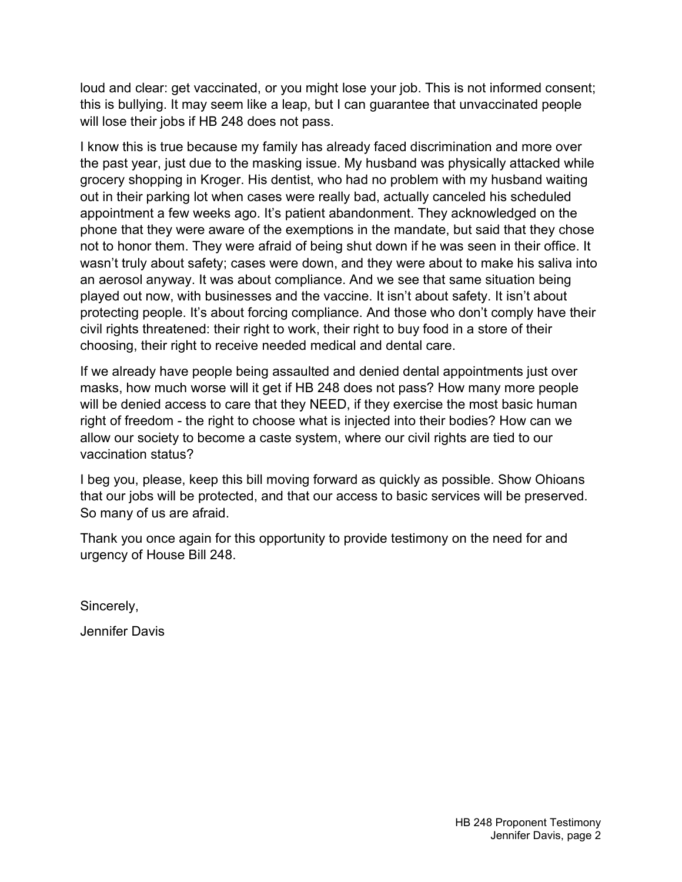loud and clear: get vaccinated, or you might lose your job. This is not informed consent; this is bullying. It may seem like a leap, but I can guarantee that unvaccinated people will lose their jobs if HB 248 does not pass.

I know this is true because my family has already faced discrimination and more over the past year, just due to the masking issue. My husband was physically attacked while grocery shopping in Kroger. His dentist, who had no problem with my husband waiting out in their parking lot when cases were really bad, actually canceled his scheduled appointment a few weeks ago. It's patient abandonment. They acknowledged on the phone that they were aware of the exemptions in the mandate, but said that they chose not to honor them. They were afraid of being shut down if he was seen in their office. It wasn't truly about safety; cases were down, and they were about to make his saliva into an aerosol anyway. It was about compliance. And we see that same situation being played out now, with businesses and the vaccine. It isn't about safety. It isn't about protecting people. It's about forcing compliance. And those who don't comply have their civil rights threatened: their right to work, their right to buy food in a store of their choosing, their right to receive needed medical and dental care.

If we already have people being assaulted and denied dental appointments just over masks, how much worse will it get if HB 248 does not pass? How many more people will be denied access to care that they NEED, if they exercise the most basic human right of freedom - the right to choose what is injected into their bodies? How can we allow our society to become a caste system, where our civil rights are tied to our vaccination status?

I beg you, please, keep this bill moving forward as quickly as possible. Show Ohioans that our jobs will be protected, and that our access to basic services will be preserved. So many of us are afraid.

Thank you once again for this opportunity to provide testimony on the need for and urgency of House Bill 248.

Sincerely,

Jennifer Davis